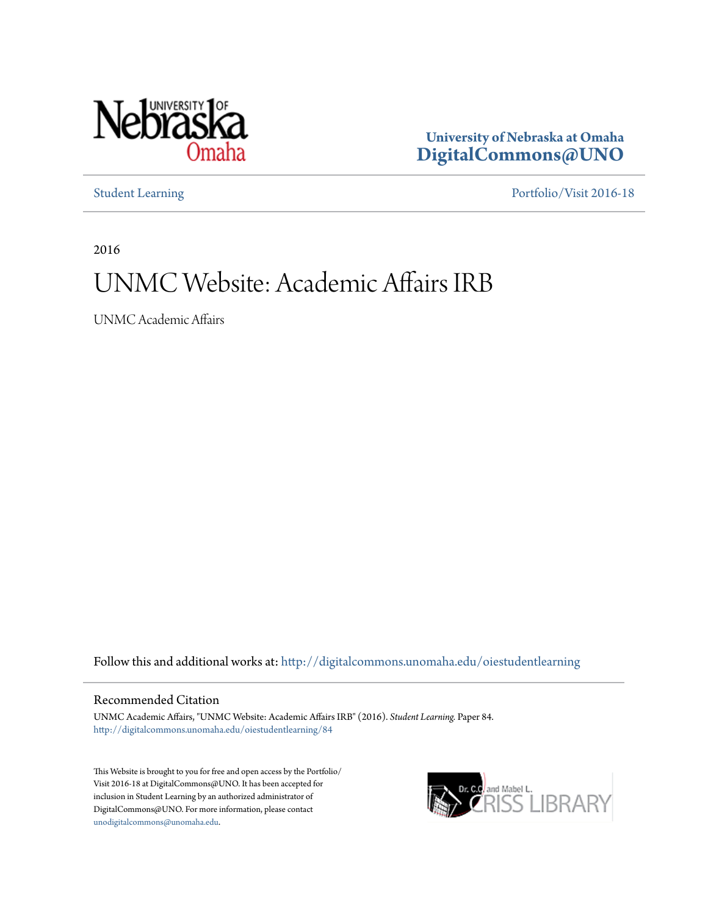University of Nebraska at Omaha
**DigitalCommons@UNO**

Student Learning | Portfolio/Visit 2016-18

2016

# UNMC Website: Academic Affairs IRB

UNMC Academic Affairs

Follow this and additional works at: http://digitalcommons.unomaha.edu/oiestudentlearning

## Recommended Citation

UNMC Academic Affairs, "UNMC Website: Academic Affairs IRB" (2016). *Student Learning*. Paper 84.
http://digitalcommons.unomaha.edu/oiestudentlearning/84

This Website is brought to you for free and open access by the Portfolio/Visit 2016-18 at DigitalCommons@UNO. It has been accepted for inclusion in Student Learning by an authorized administrator of DigitalCommons@UNO. For more information, please contact unodigitalcommons@unomaha.edu.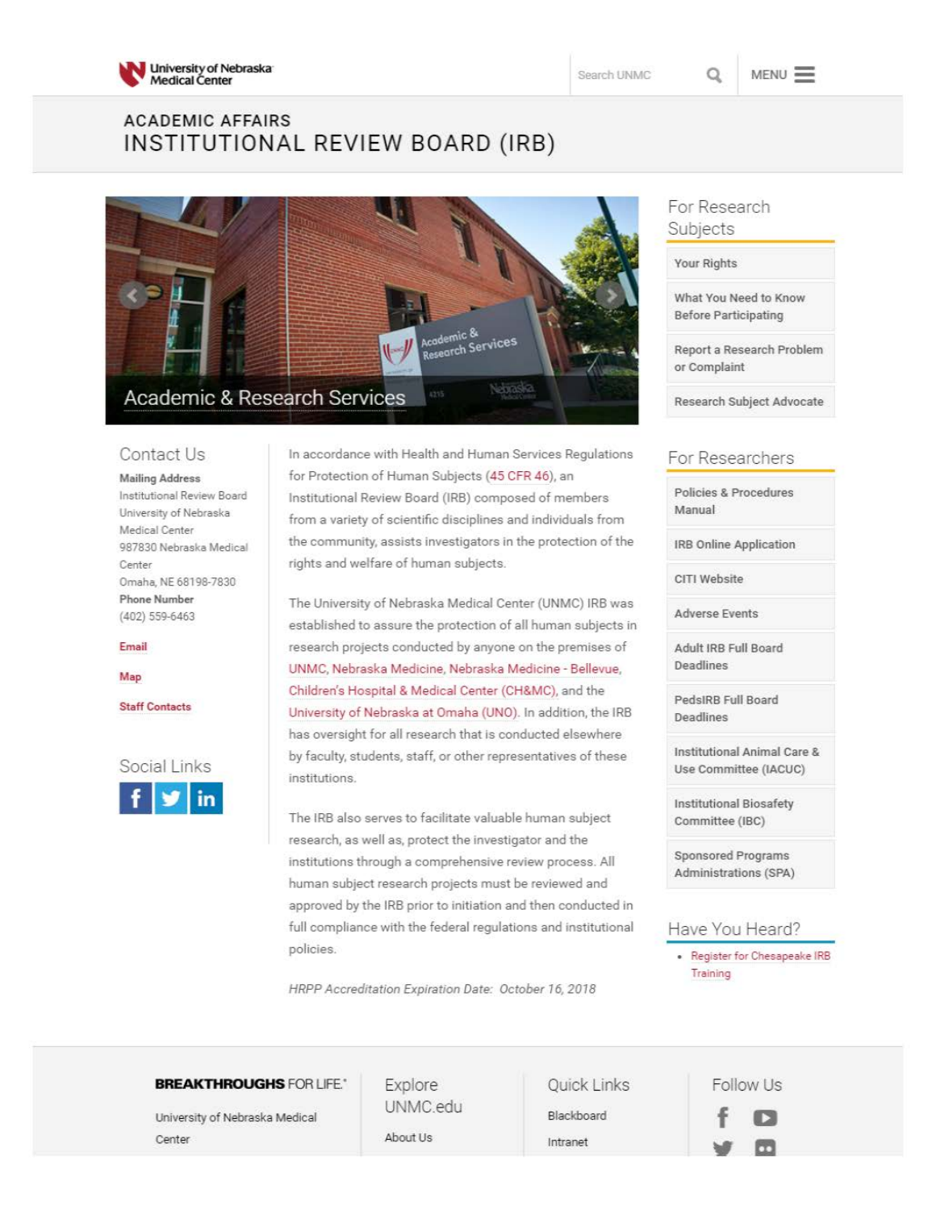University of Nebraska Medical Center

Search UNMC

MENU

## ACADEMIC AFFAIRS
# INSTITUTIONAL REVIEW BOARD (IRB)

Academic & Research Services

## Contact Us

**Mailing Address**
Institutional Review Board
University of Nebraska Medical Center
987830 Nebraska Medical Center
Omaha, NE 68198-7830

**Phone Number**
(402) 559-6463

Email

Map

Staff Contacts

## Social Links

In accordance with Health and Human Services Regulations for Protection of Human Subjects (45 CFR 46), an Institutional Review Board (IRB) composed of members from a variety of scientific disciplines and individuals from the community, assists investigators in the protection of the rights and welfare of human subjects.

The University of Nebraska Medical Center (UNMC) IRB was established to assure the protection of all human subjects in research projects conducted by anyone on the premises of UNMC, Nebraska Medicine, Nebraska Medicine - Bellevue, Children's Hospital & Medical Center (CH&MC), and the University of Nebraska at Omaha (UNO). In addition, the IRB has oversight for all research that is conducted elsewhere by faculty, students, staff, or other representatives of these institutions.

The IRB also serves to facilitate valuable human subject research, as well as, protect the investigator and the institutions through a comprehensive review process. All human subject research projects must be reviewed and approved by the IRB prior to initiation and then conducted in full compliance with the federal regulations and institutional policies.

*HRPP Accreditation Expiration Date: October 16, 2018*

## For Research Subjects

- Your Rights
- What You Need to Know Before Participating
- Report a Research Problem or Complaint
- Research Subject Advocate

## For Researchers

- Policies & Procedures Manual
- IRB Online Application
- CITI Website
- Adverse Events
- Adult IRB Full Board Deadlines
- PedsIRB Full Board Deadlines
- Institutional Animal Care & Use Committee (IACUC)
- Institutional Biosafety Committee (IBC)
- Sponsored Programs Administrations (SPA)

## Have You Heard?

- Register for Chesapeake IRB Training

**BREAKTHROUGHS** FOR LIFE.*

University of Nebraska Medical Center

Explore UNMC.edu

About Us

Quick Links

Blackboard

Intranet

Follow Us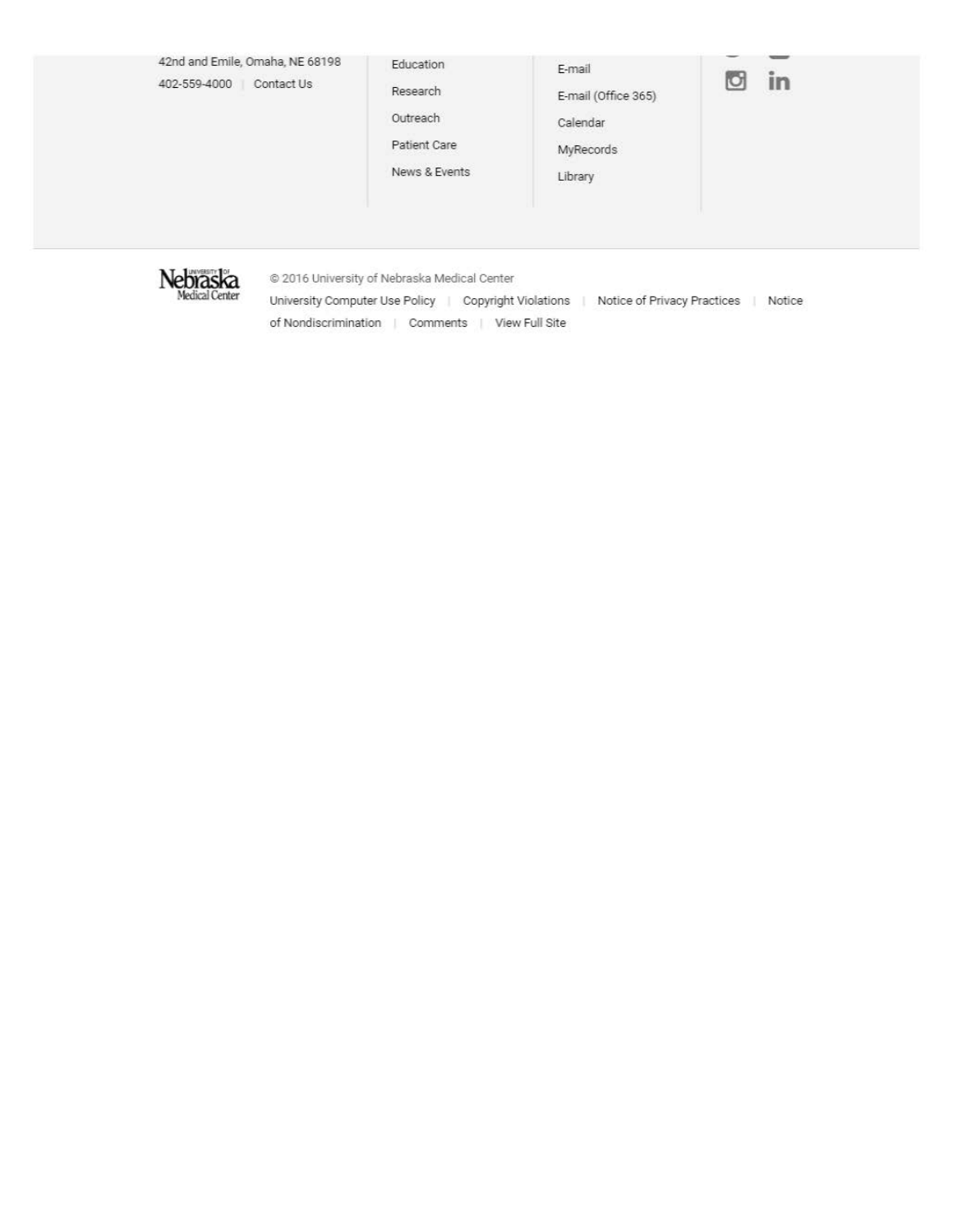42nd and Emile, Omaha, NE 68198

402-559-4000 | Contact Us

Education

Research

Outreach

Patient Care

News & Events

E-mail

E-mail (Office 365)

Calendar

MyRecords

Library

© 2016 University of Nebraska Medical Center

University Computer Use Policy | Copyright Violations | Notice of Privacy Practices | Notice of Nondiscrimination | Comments | View Full Site